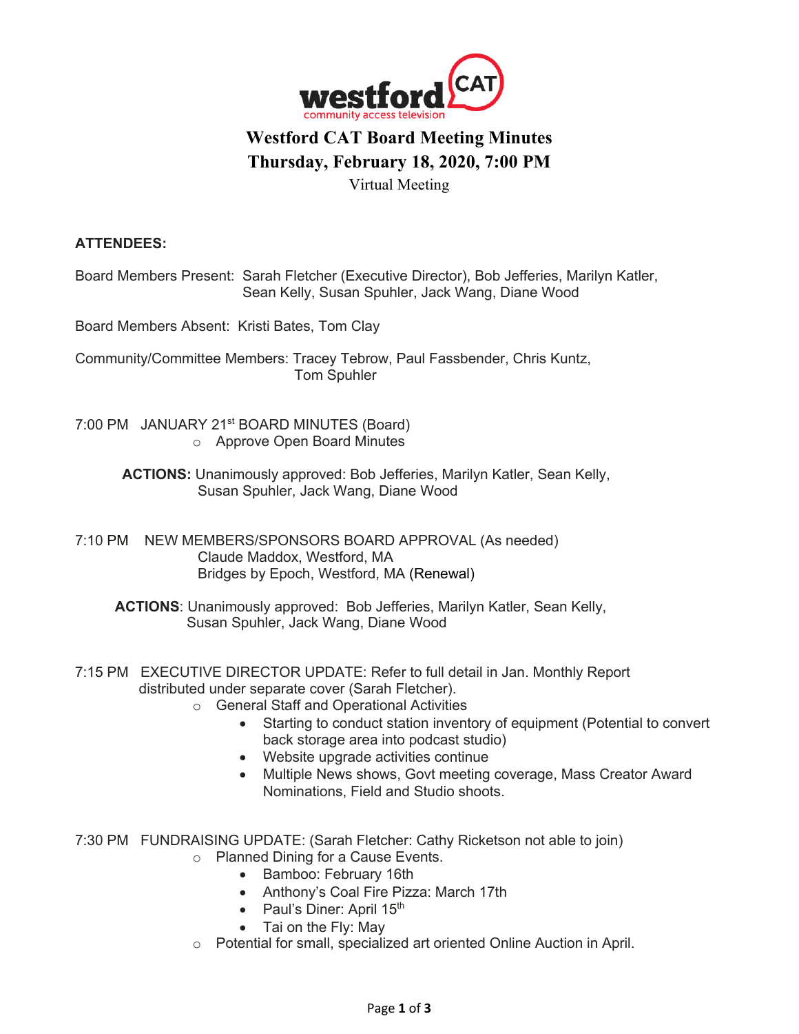westford CAT
community access television

# Westford CAT Board Meeting Minutes
## Thursday, February 18, 2020, 7:00 PM
Virtual Meeting

**ATTENDEES:**

Board Members Present: Sarah Fletcher (Executive Director), Bob Jefferies, Marilyn Katler, Sean Kelly, Susan Spuhler, Jack Wang, Diane Wood

Board Members Absent: Kristi Bates, Tom Clay

Community/Committee Members: Tracey Tebrow, Paul Fassbender, Chris Kuntz, Tom Spuhler

7:00 PM JANUARY 21st BOARD MINUTES (Board)

- Approve Open Board Minutes

**ACTIONS:** Unanimously approved: Bob Jefferies, Marilyn Katler, Sean Kelly, Susan Spuhler, Jack Wang, Diane Wood

7:10 PM NEW MEMBERS/SPONSORS BOARD APPROVAL (As needed)
Claude Maddox, Westford, MA
Bridges by Epoch, Westford, MA (Renewal)

**ACTIONS**: Unanimously approved: Bob Jefferies, Marilyn Katler, Sean Kelly, Susan Spuhler, Jack Wang, Diane Wood

7:15 PM EXECUTIVE DIRECTOR UPDATE: Refer to full detail in Jan. Monthly Report distributed under separate cover (Sarah Fletcher).

- General Staff and Operational Activities
  - Starting to conduct station inventory of equipment (Potential to convert back storage area into podcast studio)
  - Website upgrade activities continue
  - Multiple News shows, Govt meeting coverage, Mass Creator Award Nominations, Field and Studio shoots.

7:30 PM FUNDRAISING UPDATE: (Sarah Fletcher: Cathy Ricketson not able to join)

- Planned Dining for a Cause Events.
  - Bamboo: February 16th
  - Anthony's Coal Fire Pizza: March 17th
  - Paul's Diner: April 15th
  - Tai on the Fly: May
- Potential for small, specialized art oriented Online Auction in April.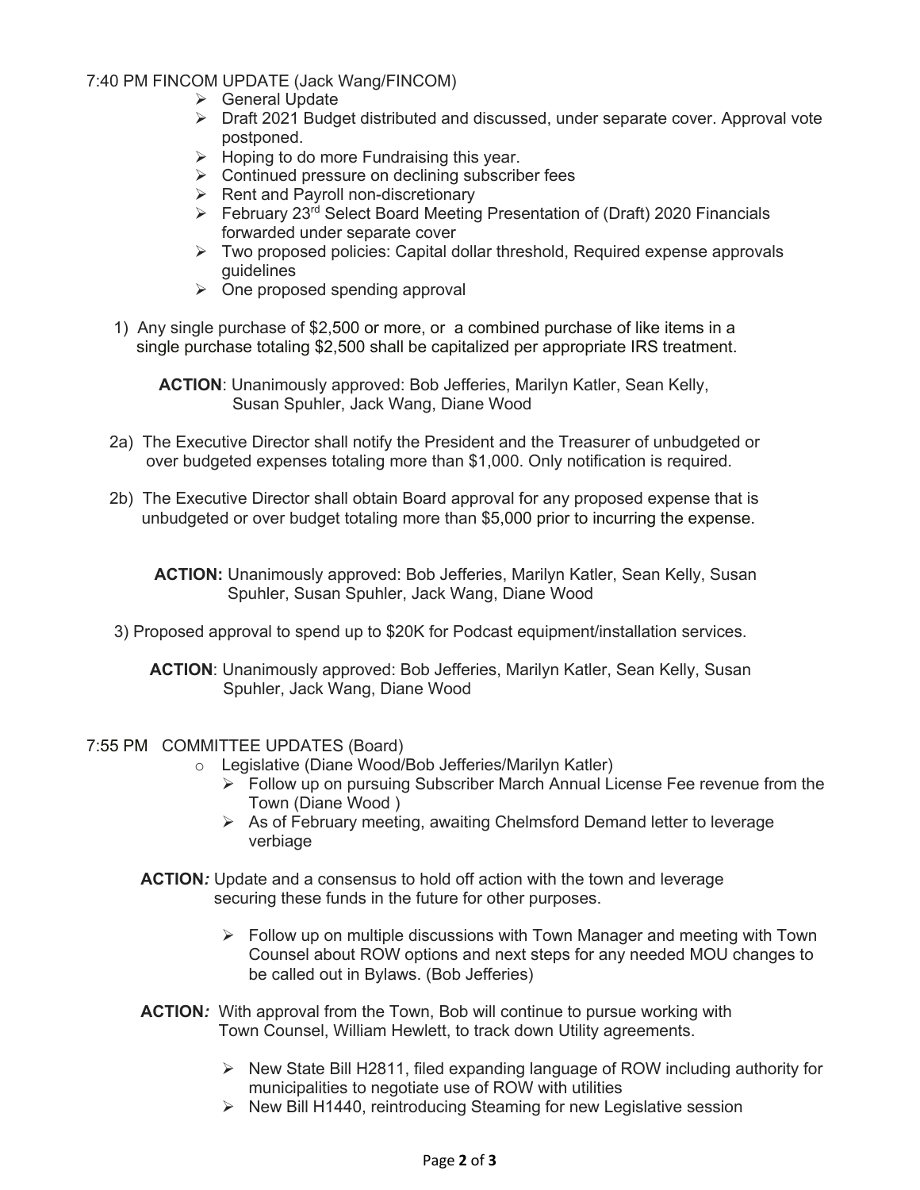7:40 PM FINCOM UPDATE (Jack Wang/FINCOM)

- General Update
- Draft 2021 Budget distributed and discussed, under separate cover. Approval vote postponed.
- Hoping to do more Fundraising this year.
- Continued pressure on declining subscriber fees
- Rent and Payroll non-discretionary
- February 23rd Select Board Meeting Presentation of (Draft) 2020 Financials forwarded under separate cover
- Two proposed policies: Capital dollar threshold, Required expense approvals guidelines
- One proposed spending approval

1) Any single purchase of $2,500 or more, or a combined purchase of like items in a single purchase totaling $2,500 shall be capitalized per appropriate IRS treatment.

**ACTION**: Unanimously approved: Bob Jefferies, Marilyn Katler, Sean Kelly, Susan Spuhler, Jack Wang, Diane Wood

2a) The Executive Director shall notify the President and the Treasurer of unbudgeted or over budgeted expenses totaling more than $1,000. Only notification is required.

2b) The Executive Director shall obtain Board approval for any proposed expense that is unbudgeted or over budget totaling more than $5,000 prior to incurring the expense.

**ACTION:** Unanimously approved: Bob Jefferies, Marilyn Katler, Sean Kelly, Susan Spuhler, Susan Spuhler, Jack Wang, Diane Wood

3) Proposed approval to spend up to $20K for Podcast equipment/installation services.

**ACTION**: Unanimously approved: Bob Jefferies, Marilyn Katler, Sean Kelly, Susan Spuhler, Jack Wang, Diane Wood

7:55 PM COMMITTEE UPDATES (Board)

- Legislative (Diane Wood/Bob Jefferies/Marilyn Katler)
  - Follow up on pursuing Subscriber March Annual License Fee revenue from the Town (Diane Wood )
  - As of February meeting, awaiting Chelmsford Demand letter to leverage verbiage

**ACTION***:* Update and a consensus to hold off action with the town and leverage securing these funds in the future for other purposes.

- Follow up on multiple discussions with Town Manager and meeting with Town Counsel about ROW options and next steps for any needed MOU changes to be called out in Bylaws. (Bob Jefferies)

**ACTION***:* With approval from the Town, Bob will continue to pursue working with Town Counsel, William Hewlett, to track down Utility agreements.

- New State Bill H2811, filed expanding language of ROW including authority for municipalities to negotiate use of ROW with utilities
- New Bill H1440, reintroducing Steaming for new Legislative session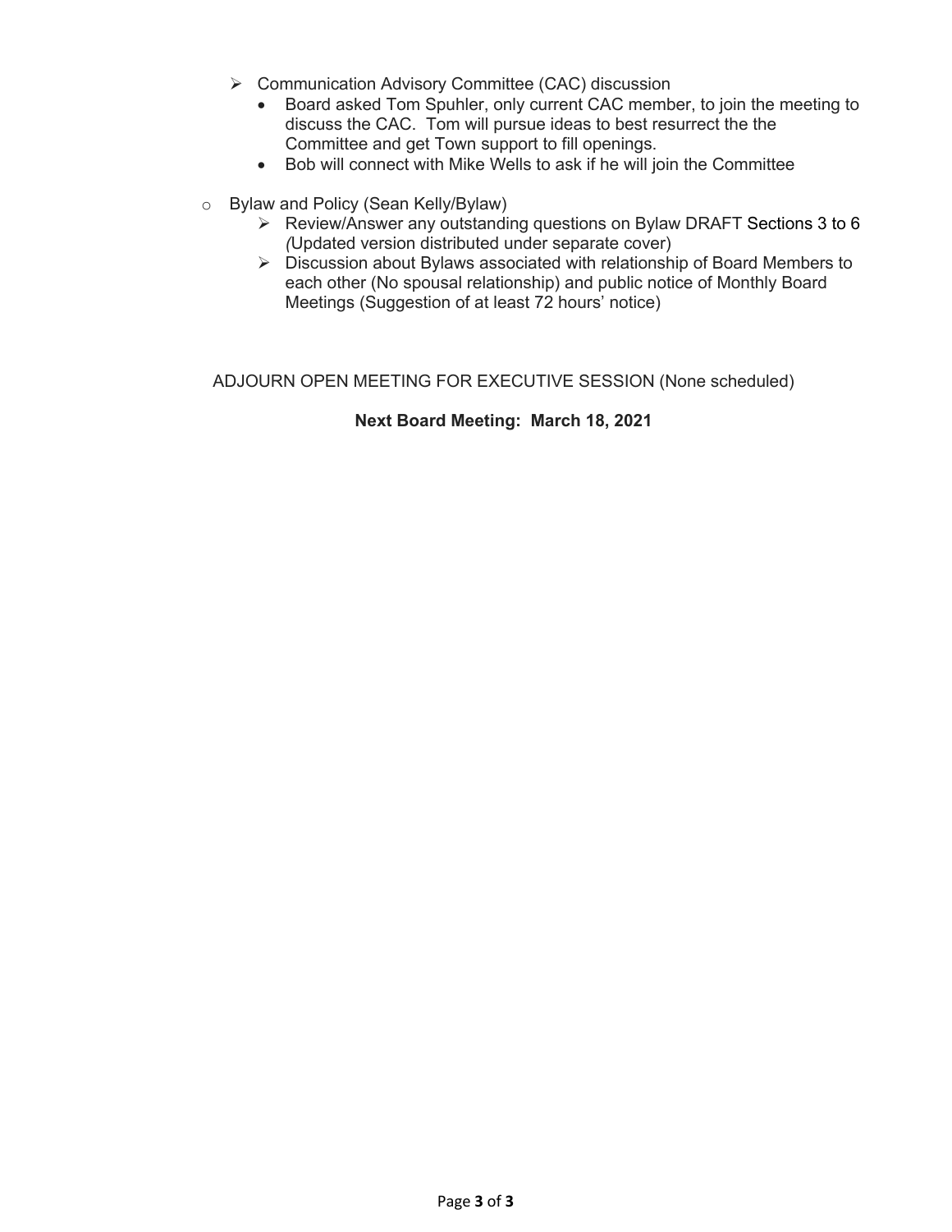- Communication Advisory Committee (CAC) discussion
  - Board asked Tom Spuhler, only current CAC member, to join the meeting to discuss the CAC. Tom will pursue ideas to best resurrect the the Committee and get Town support to fill openings.
  - Bob will connect with Mike Wells to ask if he will join the Committee

- Bylaw and Policy (Sean Kelly/Bylaw)
  - Review/Answer any outstanding questions on Bylaw DRAFT Sections 3 to 6 *(*Updated version distributed under separate cover)
  - Discussion about Bylaws associated with relationship of Board Members to each other (No spousal relationship) and public notice of Monthly Board Meetings (Suggestion of at least 72 hours' notice)

ADJOURN OPEN MEETING FOR EXECUTIVE SESSION (None scheduled)

**Next Board Meeting: March 18, 2021**